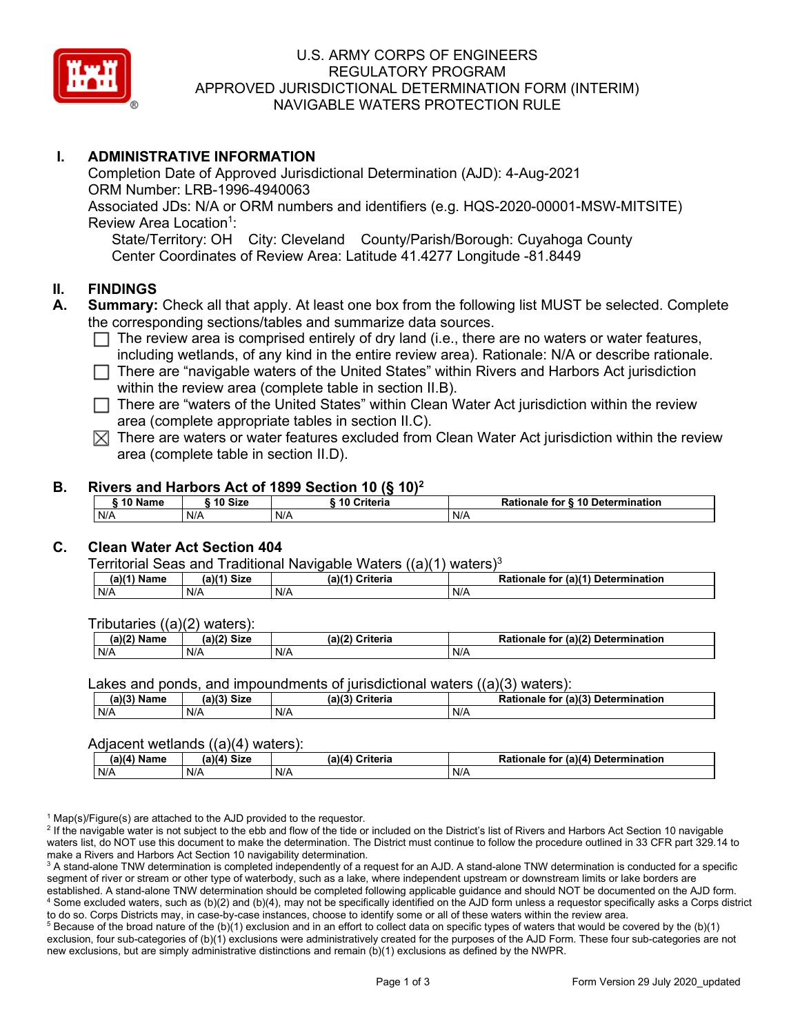U.S. ARMY CORPS OF ENGINEERS
REGULATORY PROGRAM
APPROVED JURISDICTIONAL DETERMINATION FORM (INTERIM)
NAVIGABLE WATERS PROTECTION RULE

## I. ADMINISTRATIVE INFORMATION

Completion Date of Approved Jurisdictional Determination (AJD): 4-Aug-2021
ORM Number: LRB-1996-4940063
Associated JDs: N/A or ORM numbers and identifiers (e.g. HQS-2020-00001-MSW-MITSITE)
Review Area Location[1]:
State/Territory: OH City: Cleveland County/Parish/Borough: Cuyahoga County
Center Coordinates of Review Area: Latitude 41.4277 Longitude -81.8449

## II. FINDINGS

**A. Summary:** Check all that apply. At least one box from the following list MUST be selected. Complete the corresponding sections/tables and summarize data sources.

- ☐ The review area is comprised entirely of dry land (i.e., there are no waters or water features, including wetlands, of any kind in the entire review area). Rationale: N/A or describe rationale.
- ☐ There are "navigable waters of the United States" within Rivers and Harbors Act jurisdiction within the review area (complete table in section II.B).
- ☐ There are "waters of the United States" within Clean Water Act jurisdiction within the review area (complete appropriate tables in section II.C).
- ☒ There are waters or water features excluded from Clean Water Act jurisdiction within the review area (complete table in section II.D).

### B. Rivers and Harbors Act of 1899 Section 10 (§ 10)[2]

| § 10 Name | § 10 Size | § 10 Criteria | Rationale for § 10 Determination |
|---|---|---|---|
| N/A | N/A | N/A | N/A |

### C. Clean Water Act Section 404

Territorial Seas and Traditional Navigable Waters ((a)(1) waters)[3]

| (a)(1) Name | (a)(1) Size | (a)(1) Criteria | Rationale for (a)(1) Determination |
|---|---|---|---|
| N/A | N/A | N/A | N/A |

Tributaries ((a)(2) waters):

| (a)(2) Name | (a)(2) Size | (a)(2) Criteria | Rationale for (a)(2) Determination |
|---|---|---|---|
| N/A | N/A | N/A | N/A |

Lakes and ponds, and impoundments of jurisdictional waters ((a)(3) waters):

| (a)(3) Name | (a)(3) Size | (a)(3) Criteria | Rationale for (a)(3) Determination |
|---|---|---|---|
| N/A | N/A | N/A | N/A |

Adjacent wetlands ((a)(4) waters):

| (a)(4) Name | (a)(4) Size | (a)(4) Criteria | Rationale for (a)(4) Determination |
|---|---|---|---|
| N/A | N/A | N/A | N/A |

[1] Map(s)/Figure(s) are attached to the AJD provided to the requestor.
[2] If the navigable water is not subject to the ebb and flow of the tide or included on the District's list of Rivers and Harbors Act Section 10 navigable waters list, do NOT use this document to make the determination. The District must continue to follow the procedure outlined in 33 CFR part 329.14 to make a Rivers and Harbors Act Section 10 navigability determination.
[3] A stand-alone TNW determination is completed independently of a request for an AJD. A stand-alone TNW determination is conducted for a specific segment of river or stream or other type of waterbody, such as a lake, where independent upstream or downstream limits or lake borders are established. A stand-alone TNW determination should be completed following applicable guidance and should NOT be documented on the AJD form.
[4] Some excluded waters, such as (b)(2) and (b)(4), may not be specifically identified on the AJD form unless a requestor specifically asks a Corps district to do so. Corps Districts may, in case-by-case instances, choose to identify some or all of these waters within the review area.
[5] Because of the broad nature of the (b)(1) exclusion and in an effort to collect data on specific types of waters that would be covered by the (b)(1) exclusion, four sub-categories of (b)(1) exclusions were administratively created for the purposes of the AJD Form. These four sub-categories are not new exclusions, but are simply administrative distinctions and remain (b)(1) exclusions as defined by the NWPR.

Form Version 29 July 2020_updated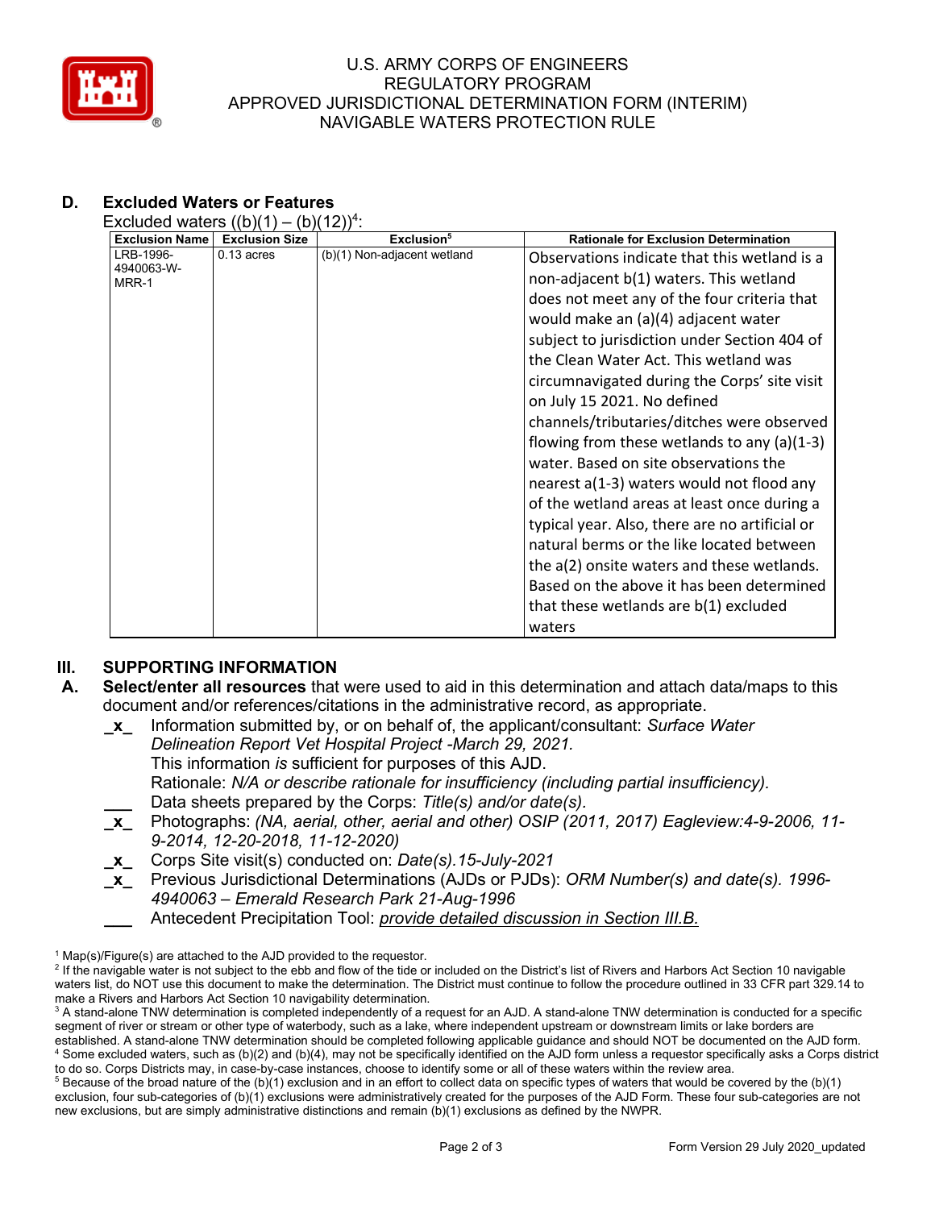### D. Excluded Waters or Features

Excluded waters ((b)(1) – (b)(12))[4]:

| Exclusion Name | Exclusion Size | Exclusion[5] | Rationale for Exclusion Determination |
|---|---|---|---|
| LRB-1996-4940063-W-MRR-1 | 0.13 acres | (b)(1) Non-adjacent wetland | Observations indicate that this wetland is a non-adjacent b(1) waters. This wetland does not meet any of the four criteria that would make an (a)(4) adjacent water subject to jurisdiction under Section 404 of the Clean Water Act. This wetland was circumnavigated during the Corps' site visit on July 15 2021. No defined channels/tributaries/ditches were observed flowing from these wetlands to any (a)(1-3) water. Based on site observations the nearest a(1-3) waters would not flood any of the wetland areas at least once during a typical year. Also, there are no artificial or natural berms or the like located between the a(2) onsite waters and these wetlands. Based on the above it has been determined that these wetlands are b(1) excluded waters |

## III. SUPPORTING INFORMATION

**A. Select/enter all resources** that were used to aid in this determination and attach data/maps to this document and/or references/citations in the administrative record, as appropriate.

- **\_x\_** Information submitted by, or on behalf of, the applicant/consultant: *Surface Water Delineation Report Vet Hospital Project -March 29, 2021.*
  This information *is* sufficient for purposes of this AJD.
  Rationale: *N/A or describe rationale for insufficiency (including partial insufficiency).*
- **\_\_\_** Data sheets prepared by the Corps: *Title(s) and/or date(s).*
- **\_x\_** Photographs: *(NA, aerial, other, aerial and other) OSIP (2011, 2017) Eagleview:4-9-2006, 11-9-2014, 12-20-2018, 11-12-2020)*
- **\_x\_** Corps Site visit(s) conducted on: *Date(s).15-July-2021*
- **\_x\_** Previous Jurisdictional Determinations (AJDs or PJDs): *ORM Number(s) and date(s). 1996-4940063 – Emerald Research Park 21-Aug-1996*
- **\_\_\_** Antecedent Precipitation Tool: *provide detailed discussion in Section III.B.*

---

[1] Map(s)/Figure(s) are attached to the AJD provided to the requestor.

[2] If the navigable water is not subject to the ebb and flow of the tide or included on the District's list of Rivers and Harbors Act Section 10 navigable waters list, do NOT use this document to make the determination. The District must continue to follow the procedure outlined in 33 CFR part 329.14 to make a Rivers and Harbors Act Section 10 navigability determination.

[3] A stand-alone TNW determination is completed independently of a request for an AJD. A stand-alone TNW determination is conducted for a specific segment of river or stream or other type of waterbody, such as a lake, where independent upstream or downstream limits or lake borders are established. A stand-alone TNW determination should be completed following applicable guidance and should NOT be documented on the AJD form.

[4] Some excluded waters, such as (b)(2) and (b)(4), may not be specifically identified on the AJD form unless a requestor specifically asks a Corps district to do so. Corps Districts may, in case-by-case instances, choose to identify some or all of these waters within the review area.

[5] Because of the broad nature of the (b)(1) exclusion and in an effort to collect data on specific types of waters that would be covered by the (b)(1) exclusion, four sub-categories of (b)(1) exclusions were administratively created for the purposes of the AJD Form. These four sub-categories are not new exclusions, but are simply administrative distinctions and remain (b)(1) exclusions as defined by the NWPR.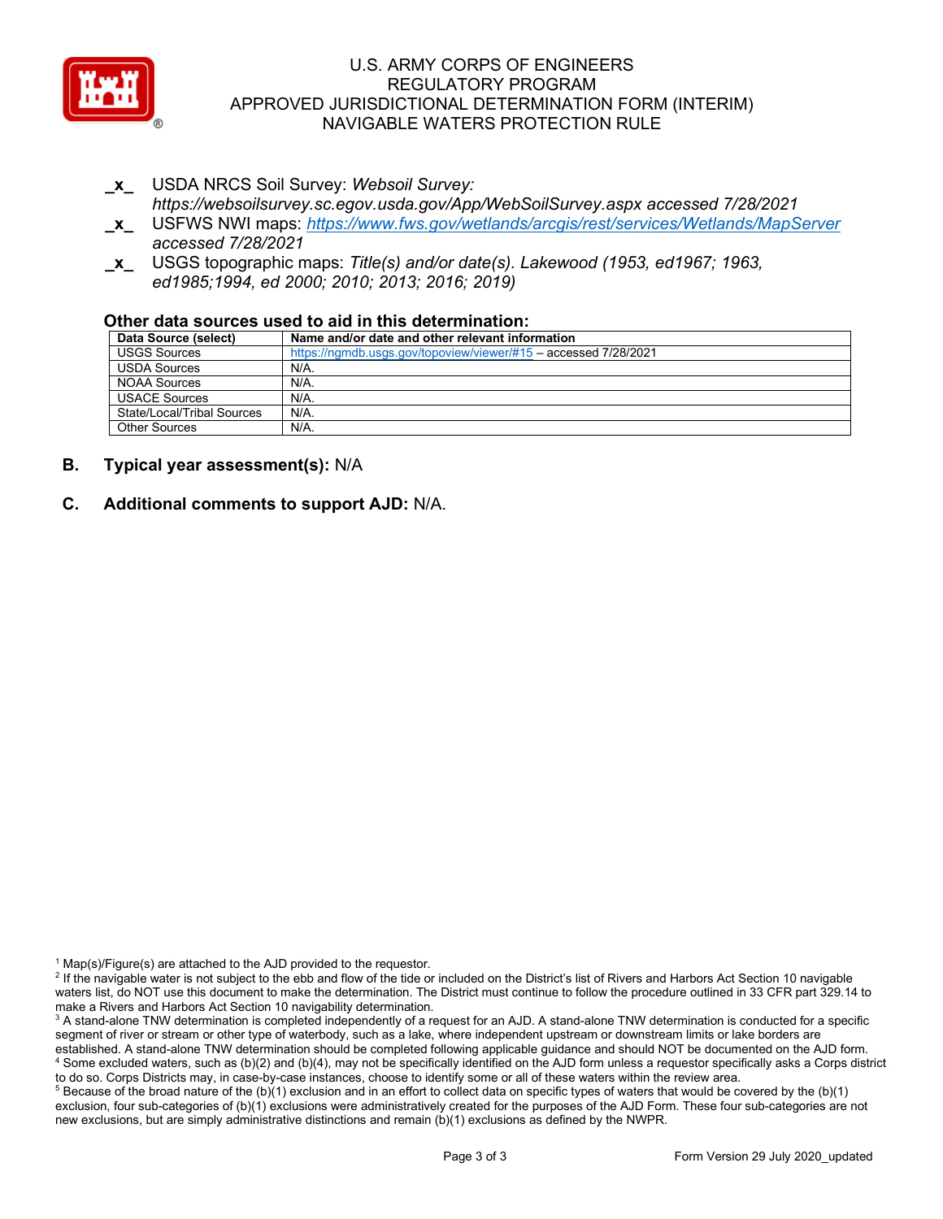_x_ USDA NRCS Soil Survey: *Websoil Survey: https://websoilsurvey.sc.egov.usda.gov/App/WebSoilSurvey.aspx accessed 7/28/2021*

_x_ USFWS NWI maps: *https://www.fws.gov/wetlands/arcgis/rest/services/Wetlands/MapServer accessed 7/28/2021*

_x_ USGS topographic maps: *Title(s) and/or date(s). Lakewood (1953, ed1967; 1963, ed1985;1994, ed 2000; 2010; 2013; 2016; 2019)*

### Other data sources used to aid in this determination:

| Data Source (select) | Name and/or date and other relevant information |
|---|---|
| USGS Sources | https://ngmdb.usgs.gov/topoview/viewer/#15 – accessed 7/28/2021 |
| USDA Sources | N/A. |
| NOAA Sources | N/A. |
| USACE Sources | N/A. |
| State/Local/Tribal Sources | N/A. |
| Other Sources | N/A. |

**B. Typical year assessment(s):** N/A

**C. Additional comments to support AJD:** N/A.

[1] Map(s)/Figure(s) are attached to the AJD provided to the requestor.
[2] If the navigable water is not subject to the ebb and flow of the tide or included on the District's list of Rivers and Harbors Act Section 10 navigable waters list, do NOT use this document to make the determination. The District must continue to follow the procedure outlined in 33 CFR part 329.14 to make a Rivers and Harbors Act Section 10 navigability determination.
[3] A stand-alone TNW determination is completed independently of a request for an AJD. A stand-alone TNW determination is conducted for a specific segment of river or stream or other type of waterbody, such as a lake, where independent upstream or downstream limits or lake borders are established. A stand-alone TNW determination should be completed following applicable guidance and should NOT be documented on the AJD form.
[4] Some excluded waters, such as (b)(2) and (b)(4), may not be specifically identified on the AJD form unless a requestor specifically asks a Corps district to do so. Corps Districts may, in case-by-case instances, choose to identify some or all of these waters within the review area.
[5] Because of the broad nature of the (b)(1) exclusion and in an effort to collect data on specific types of waters that would be covered by the (b)(1) exclusion, four sub-categories of (b)(1) exclusions were administratively created for the purposes of the AJD Form. These four sub-categories are not new exclusions, but are simply administrative distinctions and remain (b)(1) exclusions as defined by the NWPR.